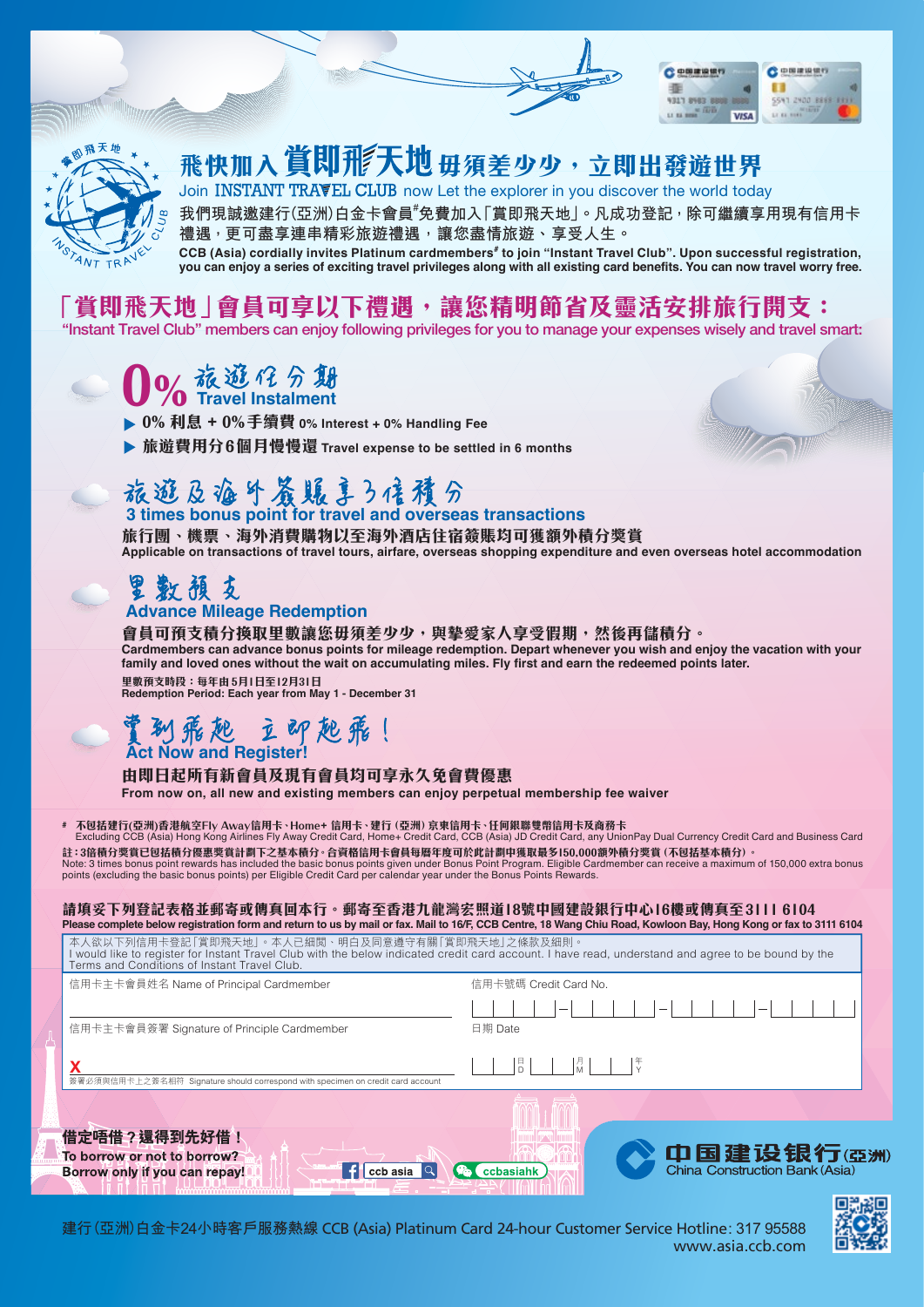# 飛快加入 賞即飛天地 毋須差少少，立即出發遊世界

Join INSTANT TRAVEL CLUB now Let the explorer in you discover the world today

我們現誠邀建行(亞洲)白金卡會員#免費加入「賞即飛天地」。凡成功登記，除可繼續享用現有信用卡禮遇，更可盡享連串精彩旅遊禮遇，讓您盡情旅遊、享受人生。

**CCB (Asia) cordially invites Platinum cardmembers# to join "Instant Travel Club". Upon successful registration, you can enjoy a series of exciting travel privileges along with all existing card benefits. You can now travel worry free.**

## 「賞即飛天地」會員可享以下禮遇，讓您精明節省及靈活安排旅行開支：

**"Instant Travel Club" members can enjoy following privileges for you to manage your expenses wisely and travel smart:**

### 0% 旅遊分期 Travel Instalment

- **0% 利息 + 0%手續費** 0% Interest + 0% Handling Fee
- **旅遊費用分6個月慢慢還** Travel expense to be settled in 6 months

### 旅遊及海外簽賬享3倍積分 3 times bonus point for travel and overseas transactions

**旅行團、機票、海外消費購物以至海外酒店住宿簽賬均可獲額外積分獎賞**
**Applicable on transactions of travel tours, airfare, overseas shopping expenditure and even overseas hotel accommodation**

### 里數預支 Advance Mileage Redemption

**會員可預支積分換取里數讓您毋須差少少，與摯愛家人享受假期，然後再儲積分。**
**Cardmembers can advance bonus points for mileage redemption. Depart whenever you wish and enjoy the vacation with your family and loved ones without the wait on accumulating miles. Fly first and earn the redeemed points later.**

**里數預支時段：每年由5月1日至12月31日**
**Redemption Period: Each year from May 1 - December 31**

### 賞到飛起 立即起飛！ Act Now and Register!

**由即日起所有新會員及現有會員均可享永久免會費優惠**
**From now on, all new and existing members can enjoy perpetual membership fee waiver**

# 不包括建行(亞洲)香港航空Fly Away信用卡、Home+ 信用卡、建行 (亞洲) 京東信用卡、任何銀聯雙幣信用卡及商務卡
Excluding CCB (Asia) Hong Kong Airlines Fly Away Credit Card, Home+ Credit Card, CCB (Asia) JD Credit Card, any UnionPay Dual Currency Credit Card and Business Card

**註：3倍積分獎賞已包括積分優惠獎賞計劃下之基本積分。合資格信用卡會員每曆年度可於此計劃中獲取最多150,000額外積分獎賞 (不包括基本積分)。**
Note: 3 times bonus point rewards has included the basic bonus points given under Bonus Point Program. Eligible Cardmember can receive a maximum of 150,000 extra bonus points (excluding the basic bonus points) per Eligible Credit Card per calendar year under the Bonus Points Rewards.

**請填妥下列登記表格並郵寄或傳真回本行。郵寄至香港九龍灣宏照道18號中國建設銀行中心16樓或傳真至3111 6104**
**Please complete below registration form and return to us by mail or fax. Mail to 16/F, CCB Centre, 18 Wang Chiu Road, Kowloon Bay, Hong Kong or fax to 3111 6104**

本人欲以下列信用卡登記「賞即飛天地」。本人已細閱、明白及同意遵守有關「賞即飛天地」之條款及細則。
I would like to register for Instant Travel Club with the below indicated credit card account. I have read, understand and agree to be bound by the Terms and Conditions of Instant Travel Club.

| 信用卡主卡會員姓名 Name of Principal Cardmember | 信用卡號碼 Credit Card No. |
|---|---|
| | ____-____-____-____ |
| 信用卡主卡會員簽署 Signature of Principle Cardmember | 日期 Date |
| X | 日 D / 月 M / 年 Y |

簽署必須與信用卡上之簽名相符 Signature should correspond with specimen on credit card account

**借定唔借？還得到先好借！**
**To borrow or not to borrow? Borrow only if you can repay!**

ccb asia | ccbasiahk

中国建设银行(亞洲) China Construction Bank (Asia)

建行(亞洲)白金卡24小時客戶服務熱線 CCB (Asia) Platinum Card 24-hour Customer Service Hotline: 317 95588
www.asia.ccb.com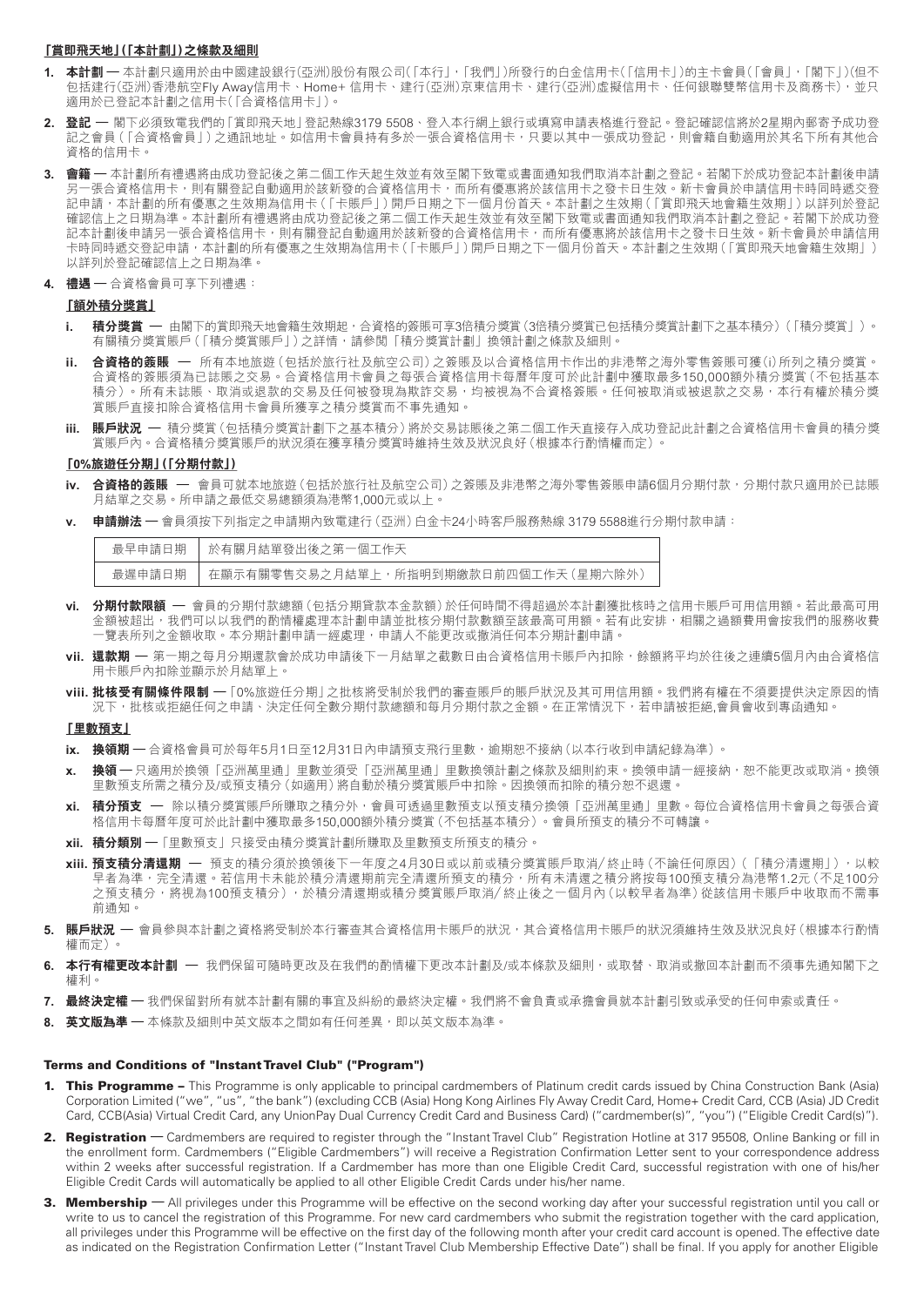## 「賞即飛天地」(「本計劃」)之條款及細則

1. **本計劃** — 本計劃只適用於由中國建設銀行(亞洲)股份有限公司(「本行」,「我們」)所發行的白金信用卡(「信用卡」)的主卡會員(「會員」,「閣下」)(但不包括建行(亞洲)香港航空Fly Away信用卡、Home+ 信用卡、建行(亞洲)京東信用卡、建行(亞洲)虛擬信用卡、任何銀聯雙幣信用卡及商務卡),並只適用於已登記本計劃之信用卡(「合資格信用卡」)。
2. **登記** — 閣下必須致電我們的「賞即飛天地」登記熱線3179 5508、登入本行網上銀行或填寫申請表格進行登記。登記確認信將於2星期內郵寄予成功登記之會員(「合資格會員」)之通訊地址。如信用卡會員持有多於一張合資格信用卡,只要以其中一張成功登記,則會籍自動適用於其名下所有其他合資格的信用卡。
3. **會籍** — 本計劃所有禮遇將由成功登記後之第二個工作天起生效並有效至閣下致電或書面通知我們取消本計劃之登記。若閣下於成功登記本計劃後申請另一張合資格信用卡,則有關登記自動適用於該新發的合資格信用卡,而所有優惠將於該信用卡之發卡日生效。新卡會員於申請信用卡時同時遞交登記申請,本計劃的所有優惠之生效期為信用卡(「卡賬戶」)開戶日期之下一個月份首天。本計劃之生效期(「賞即飛天地會籍生效期」)以詳列於登記確認信上之日期為準。本計劃所有禮遇將由成功登記後之第二個工作天起生效並有效至閣下致電或書面通知我們取消本計劃之登記。若閣下於成功登記本計劃後申請另一張合資格信用卡,則有關登記自動適用於該新發的合資格信用卡,而所有優惠將於該信用卡之發卡日生效。新卡會員於申請信用卡時同時遞交登記申請,本計劃的所有優惠之生效期為信用卡(「卡賬戶」)開戶日期之下一個月份首天。本計劃之生效期(「賞即飛天地會籍生效期」)以詳列於登記確認信上之日期為準。
4. **禮遇** — 合資格會員可享下列禮遇:

### 「額外積分獎賞」

i. **積分獎賞** — 由閣下的賞即飛天地會籍生效期起,合資格的簽賬可享3倍積分獎賞(3倍積分獎賞已包括積分獎賞計劃下之基本積分)(「積分獎賞」)。有關積分獎賞賬戶(「積分獎賞賬戶」)之詳情,請參閱「積分獎賞計劃」換領計劃之條款及細則。

ii. **合資格的簽賬** — 所有本地旅遊(包括於旅行社及航空公司)之簽賬及以合資格信用卡作出的非港幣之海外零售簽賬可獲(i)所列之積分獎賞。合資格的簽賬須為已誌賬之交易。合資格信用卡會員之每張合資格信用卡每曆年度可於此計劃中獲取最多150,000額外積分獎賞(不包括基本積分)。所有未誌賬、取消或退款的交易及任何被發現為欺詐交易,均被視為不合資格簽賬。任何被取消或被退款之交易,本行有權於積分獎賞賬戶直接扣除合資格信用卡會員所獲享之積分獎賞而不事先通知。

iii. **賬戶狀況** — 積分獎賞(包括積分獎賞計劃下之基本積分)將於交易誌賬後之第二個工作天直接存入成功登記此計劃之合資格信用卡會員的積分獎賞賬戶內。合資格積分獎賞賬戶的狀況須在獲享積分獎賞時維持生效及狀況良好(根據本行酌情權而定)。

### 「0%旅遊任分期」(「分期付款」)

iv. **合資格的簽賬** — 會員可就本地旅遊(包括於旅行社及航空公司)之簽賬及非港幣之海外零售簽賬申請6個月分期付款,分期付款只適用於已誌賬月結單之交易。所申請之最低交易總額須為港幣1,000元或以上。

v. **申請辦法** — 會員須按下列指定之申請期內致電建行(亞洲)白金卡24小時客戶服務熱線 3179 5588進行分期付款申請:

| 最早申請日期 | 於有關月結單發出後之第一個工作天 |
|---|---|
| 最遲申請日期 | 在顯示有關零售交易之月結單上,所指明到期繳款日前四個工作天(星期六除外) |

vi. **分期付款限額** — 會員的分期付款總額(包括分期貸款本金款額)於任何時間不得超過於本計劃獲批核時之信用卡賬戶可用信用額。若此最高可用金額被超出,我們可以以我們的酌情權處理本計劃申請並批核分期付款款額至該最高可用額。若有此安排,相關之過額費用會按我們的服務收費一覽表所列之金額收取。本分期計劃申請一經處理,申請人不能更改或撤消任何本分期計劃申請。

vii. **還款期** — 第一期之每月分期還款會於成功申請後下一月結單之截數日由合資格信用卡賬戶內扣除,餘額將平均於往後之連續5個月內由合資格信用卡賬戶內扣除並顯示於月結單上。

viii. **批核受有關條件限制** —「0%旅遊任分期」之批核將受制於我們的審查賬戶的賬戶狀況及其可用信用額。我們將有權在不須要提供決定原因的情況下,批核或拒絕任何之申請、決定任何全數分期付款總額和每月分期付款之金額。在正常情況下,若申請被拒絕,會員會收到專函通知。

### 「里數預支」

ix. **換領期** — 合資格會員可於每年5月1日至12月31日內申請預支飛行里數,逾期恕不接納(以本行收到申請紀錄為準)。

x. **換領** — 只適用於換領「亞洲萬里通」里數並須受「亞洲萬里通」里數換領計劃之條款及細則約束。換領申請一經接納,恕不能更改或取消。換領里數預支所需之積分及/或預支積分(如適用)將自動於積分獎賞賬戶中扣除。因換領而扣除的積分恕不退還。

xi. **積分預支** — 除以積分獎賞賬戶所賺取之積分外,會員可透過里數預支以預支積分換領「亞洲萬里通」里數。每位合資格信用卡會員之每張合資格信用卡每曆年度可於此計劃中獲取最多150,000額外積分獎賞(不包括基本積分)。會員所預支的積分不可轉讓。

xii. **積分類別** —「里數預支」只接受由積分獎賞計劃所賺取及里數預支所預支的積分。

xiii. **預支積分清還期** — 預支的積分須於換領後下一年度之4月30日或以前或積分獎賞賬戶取消/ 終止時(不論任何原因)(「積分清還期」),以較早者為準,完全清還。若信用卡未能於積分清還期前完全清還所預支的積分,所有未清還之積分將按每100預支積分為港幣1.2元(不足100分之預支積分,將視為100預支積分),於積分清還期或積分獎賞賬戶取消/ 終止後之一個月內(以較早者為準)從該信用卡賬戶中收取而不需事前通知。

5. **賬戶狀況** — 會員參與本計劃之資格將受制於本行審查其合資格信用卡賬戶的狀況,其合資格信用卡賬戶的狀況須維持生效及狀況良好(根據本行酌情權而定)。
6. **本行有權更改本計劃** — 我們保留可隨時更改及在我們的酌情權下更改本計劃及/或本條款及細則,或取替、取消或撤回本計劃而不須事先通知閣下之權利。
7. **最終決定權** — 我們保留對所有就本計劃有關的事宜及糾紛的最終決定權。我們將不會負責或承擔會員就本計劃引致或承受的任何申索或責任。
8. **英文版為準** — 本條款及細則中英文版本之間如有任何差異,即以英文版本為準。

## Terms and Conditions of "Instant Travel Club" ("Program")

1. **This Programme –** This Programme is only applicable to principal cardmembers of Platinum credit cards issued by China Construction Bank (Asia) Corporation Limited ("we", "us", "the bank") (excluding CCB (Asia) Hong Kong Airlines Fly Away Credit Card, Home+ Credit Card, CCB (Asia) JD Credit Card, CCB(Asia) Virtual Credit Card, any UnionPay Dual Currency Credit Card and Business Card) ("cardmember(s)", "you") ("Eligible Credit Card(s)").
2. **Registration** — Cardmembers are required to register through the "Instant Travel Club" Registration Hotline at 317 95508, Online Banking or fill in the enrollment form. Cardmembers ("Eligible Cardmembers") will receive a Registration Confirmation Letter sent to your correspondence address within 2 weeks after successful registration. If a Cardmember has more than one Eligible Credit Card, successful registration with one of his/her Eligible Credit Cards will automatically be applied to all other Eligible Credit Cards under his/her name.
3. **Membership** — All privileges under this Programme will be effective on the second working day after your successful registration until you call or write to us to cancel the registration of this Programme. For new card cardmembers who submit the registration together with the card application, all privileges under this Programme will be effective on the first day of the following month after your credit card account is opened. The effective date as indicated on the Registration Confirmation Letter ("Instant Travel Club Membership Effective Date") shall be final. If you apply for another Eligible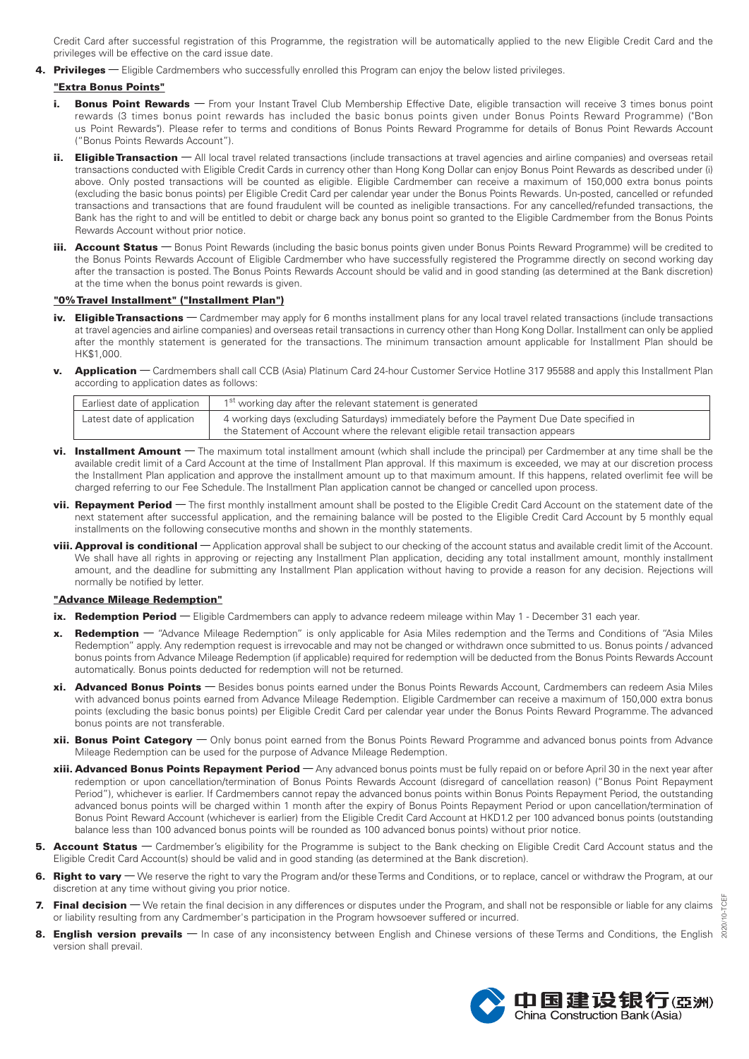Credit Card after successful registration of this Programme, the registration will be automatically applied to the new Eligible Credit Card and the privileges will be effective on the card issue date.

4. **Privileges** — Eligible Cardmembers who successfully enrolled this Program can enjoy the below listed privileges.

**"Extra Bonus Points"**

i. **Bonus Point Rewards** — From your Instant Travel Club Membership Effective Date, eligible transaction will receive 3 times bonus point rewards (3 times bonus point rewards has included the basic bonus points given under Bonus Points Reward Programme) ("Bon us Point Rewards"). Please refer to terms and conditions of Bonus Points Reward Programme for details of Bonus Point Rewards Account ("Bonus Points Rewards Account").

ii. **Eligible Transaction** — All local travel related transactions (include transactions at travel agencies and airline companies) and overseas retail transactions conducted with Eligible Credit Cards in currency other than Hong Kong Dollar can enjoy Bonus Point Rewards as described under (i) above. Only posted transactions will be counted as eligible. Eligible Cardmember can receive a maximum of 150,000 extra bonus points (excluding the basic bonus points) per Eligible Credit Card per calendar year under the Bonus Points Rewards. Un-posted, cancelled or refunded transactions and transactions that are found fraudulent will be counted as ineligible transactions. For any cancelled/refunded transactions, the Bank has the right to and will be entitled to debit or charge back any bonus point so granted to the Eligible Cardmember from the Bonus Points Rewards Account without prior notice.

iii. **Account Status** — Bonus Point Rewards (including the basic bonus points given under Bonus Points Reward Programme) will be credited to the Bonus Points Rewards Account of Eligible Cardmember who have successfully registered the Programme directly on second working day after the transaction is posted. The Bonus Points Rewards Account should be valid and in good standing (as determined at the Bank discretion) at the time when the bonus point rewards is given.

**"0% Travel Installment" ("Installment Plan")**

iv. **Eligible Transactions** — Cardmember may apply for 6 months installment plans for any local travel related transactions (include transactions at travel agencies and airline companies) and overseas retail transactions in currency other than Hong Kong Dollar. Installment can only be applied after the monthly statement is generated for the transactions. The minimum transaction amount applicable for Installment Plan should be HK$1,000.

v. **Application** — Cardmembers shall call CCB (Asia) Platinum Card 24-hour Customer Service Hotline 317 95588 and apply this Installment Plan according to application dates as follows:

| | |
|---|---|
| Earliest date of application | 1st working day after the relevant statement is generated |
| Latest date of application | 4 working days (excluding Saturdays) immediately before the Payment Due Date specified in the Statement of Account where the relevant eligible retail transaction appears |

vi. **Installment Amount** — The maximum total installment amount (which shall include the principal) per Cardmember at any time shall be the available credit limit of a Card Account at the time of Installment Plan approval. If this maximum is exceeded, we may at our discretion process the Installment Plan application and approve the installment amount up to that maximum amount. If this happens, related overlimit fee will be charged referring to our Fee Schedule. The Installment Plan application cannot be changed or cancelled upon process.

vii. **Repayment Period** — The first monthly installment amount shall be posted to the Eligible Credit Card Account on the statement date of the next statement after successful application, and the remaining balance will be posted to the Eligible Credit Card Account by 5 monthly equal installments on the following consecutive months and shown in the monthly statements.

viii. **Approval is conditional** — Application approval shall be subject to our checking of the account status and available credit limit of the Account. We shall have all rights in approving or rejecting any Installment Plan application, deciding any total installment amount, monthly installment amount, and the deadline for submitting any Installment Plan application without having to provide a reason for any decision. Rejections will normally be notified by letter.

**"Advance Mileage Redemption"**

ix. **Redemption Period** — Eligible Cardmembers can apply to advance redeem mileage within May 1 - December 31 each year.

x. **Redemption** — "Advance Mileage Redemption" is only applicable for Asia Miles redemption and the Terms and Conditions of "Asia Miles Redemption" apply. Any redemption request is irrevocable and may not be changed or withdrawn once submitted to us. Bonus points / advanced bonus points from Advance Mileage Redemption (if applicable) required for redemption will be deducted from the Bonus Points Rewards Account automatically. Bonus points deducted for redemption will not be returned.

xi. **Advanced Bonus Points** — Besides bonus points earned under the Bonus Points Rewards Account, Cardmembers can redeem Asia Miles with advanced bonus points earned from Advance Mileage Redemption. Eligible Cardmember can receive a maximum of 150,000 extra bonus points (excluding the basic bonus points) per Eligible Credit Card per calendar year under the Bonus Points Reward Programme. The advanced bonus points are not transferable.

xii. **Bonus Point Category** — Only bonus point earned from the Bonus Points Reward Programme and advanced bonus points from Advance Mileage Redemption can be used for the purpose of Advance Mileage Redemption.

xiii. **Advanced Bonus Points Repayment Period** — Any advanced bonus points must be fully repaid on or before April 30 in the next year after redemption or upon cancellation/termination of Bonus Points Rewards Account (disregard of cancellation reason) ("Bonus Point Repayment Period"), whichever is earlier. If Cardmembers cannot repay the advanced bonus points within Bonus Points Repayment Period, the outstanding advanced bonus points will be charged within 1 month after the expiry of Bonus Points Repayment Period or upon cancellation/termination of Bonus Point Reward Account (whichever is earlier) from the Eligible Credit Card Account at HKD1.2 per 100 advanced bonus points (outstanding balance less than 100 advanced bonus points will be rounded as 100 advanced bonus points) without prior notice.

5. **Account Status** — Cardmember's eligibility for the Programme is subject to the Bank checking on Eligible Credit Card Account status and the Eligible Credit Card Account(s) should be valid and in good standing (as determined at the Bank discretion).

6. **Right to vary** — We reserve the right to vary the Program and/or these Terms and Conditions, or to replace, cancel or withdraw the Program, at our discretion at any time without giving you prior notice.

7. **Final decision** — We retain the final decision in any differences or disputes under the Program, and shall not be responsible or liable for any claims or liability resulting from any Cardmember's participation in the Program howsoever suffered or incurred.

8. **English version prevails** — In case of any inconsistency between English and Chinese versions of these Terms and Conditions, the English version shall prevail.

2020/10-TCEF

中国建设银行(亞洲)
China Construction Bank (Asia)